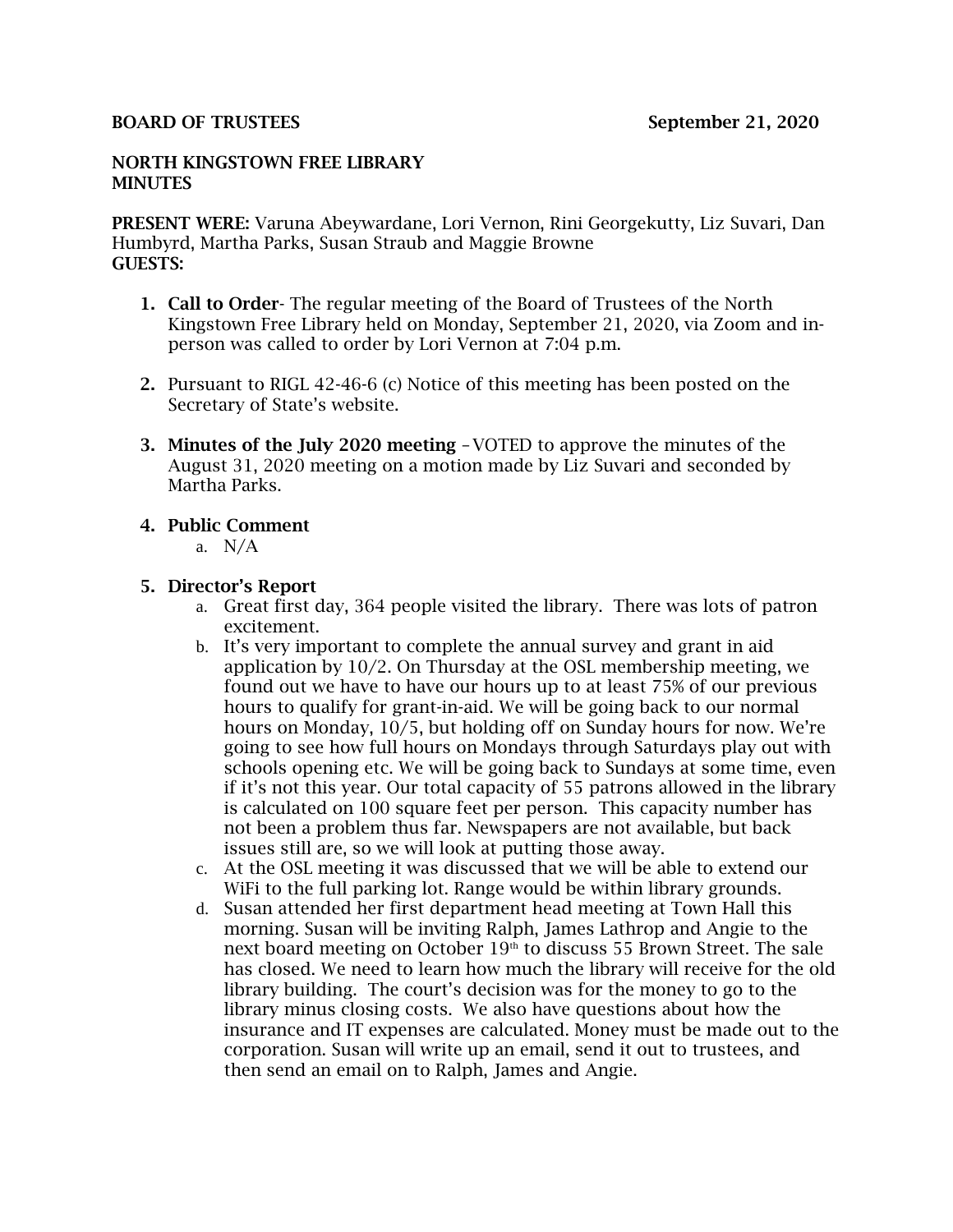**BOARD OF TRUSTEES** **September 21, 2020**

**NORTH KINGSTOWN FREE LIBRARY**
**MINUTES**

**PRESENT WERE:** Varuna Abeywardane, Lori Vernon, Rini Georgekutty, Liz Suvari, Dan Humbyrd, Martha Parks, Susan Straub and Maggie Browne
**GUESTS:**

1. **Call to Order**- The regular meeting of the Board of Trustees of the North Kingstown Free Library held on Monday, September 21, 2020, via Zoom and in-person was called to order by Lori Vernon at 7:04 p.m.

2. Pursuant to RIGL 42-46-6 (c) Notice of this meeting has been posted on the Secretary of State's website.

3. **Minutes of the July 2020 meeting** –VOTED to approve the minutes of the August 31, 2020 meeting on a motion made by Liz Suvari and seconded by Martha Parks.

4. **Public Comment**
   a. N/A

5. **Director's Report**
   a. Great first day, 364 people visited the library. There was lots of patron excitement.
   b. It's very important to complete the annual survey and grant in aid application by 10/2. On Thursday at the OSL membership meeting, we found out we have to have our hours up to at least 75% of our previous hours to qualify for grant-in-aid. We will be going back to our normal hours on Monday, 10/5, but holding off on Sunday hours for now. We're going to see how full hours on Mondays through Saturdays play out with schools opening etc. We will be going back to Sundays at some time, even if it's not this year. Our total capacity of 55 patrons allowed in the library is calculated on 100 square feet per person. This capacity number has not been a problem thus far. Newspapers are not available, but back issues still are, so we will look at putting those away.
   c. At the OSL meeting it was discussed that we will be able to extend our WiFi to the full parking lot. Range would be within library grounds.
   d. Susan attended her first department head meeting at Town Hall this morning. Susan will be inviting Ralph, James Lathrop and Angie to the next board meeting on October 19th to discuss 55 Brown Street. The sale has closed. We need to learn how much the library will receive for the old library building. The court's decision was for the money to go to the library minus closing costs. We also have questions about how the insurance and IT expenses are calculated. Money must be made out to the corporation. Susan will write up an email, send it out to trustees, and then send an email on to Ralph, James and Angie.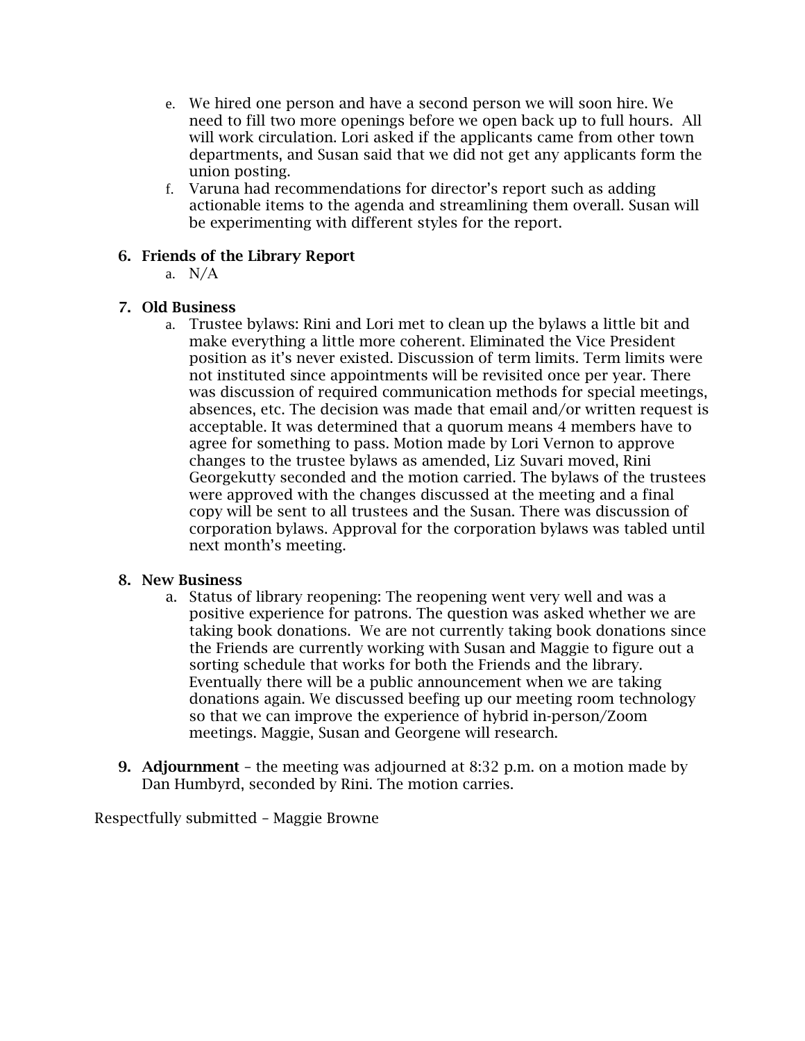e. We hired one person and have a second person we will soon hire. We need to fill two more openings before we open back up to full hours. All will work circulation. Lori asked if the applicants came from other town departments, and Susan said that we did not get any applicants form the union posting.
f. Varuna had recommendations for director's report such as adding actionable items to the agenda and streamlining them overall. Susan will be experimenting with different styles for the report.

6. **Friends of the Library Report**
   a. N/A

7. **Old Business**
   a. Trustee bylaws: Rini and Lori met to clean up the bylaws a little bit and make everything a little more coherent. Eliminated the Vice President position as it's never existed. Discussion of term limits. Term limits were not instituted since appointments will be revisited once per year. There was discussion of required communication methods for special meetings, absences, etc. The decision was made that email and/or written request is acceptable. It was determined that a quorum means 4 members have to agree for something to pass. Motion made by Lori Vernon to approve changes to the trustee bylaws as amended, Liz Suvari moved, Rini Georgekutty seconded and the motion carried. The bylaws of the trustees were approved with the changes discussed at the meeting and a final copy will be sent to all trustees and the Susan. There was discussion of corporation bylaws. Approval for the corporation bylaws was tabled until next month's meeting.

8. **New Business**
   a. Status of library reopening: The reopening went very well and was a positive experience for patrons. The question was asked whether we are taking book donations. We are not currently taking book donations since the Friends are currently working with Susan and Maggie to figure out a sorting schedule that works for both the Friends and the library. Eventually there will be a public announcement when we are taking donations again. We discussed beefing up our meeting room technology so that we can improve the experience of hybrid in-person/Zoom meetings. Maggie, Susan and Georgene will research.

9. **Adjournment** – the meeting was adjourned at 8:32 p.m. on a motion made by Dan Humbyrd, seconded by Rini. The motion carries.

Respectfully submitted – Maggie Browne